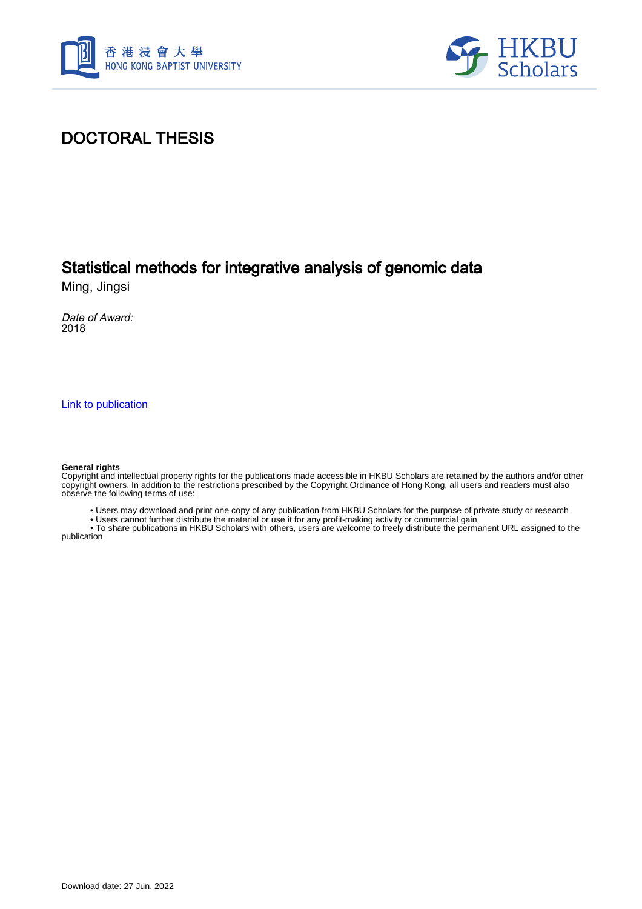# DOCTORAL THESIS

## Statistical methods for integrative analysis of genomic data

Ming, Jingsi

*Date of Award:*
2018

Link to publication

**General rights**
Copyright and intellectual property rights for the publications made accessible in HKBU Scholars are retained by the authors and/or other copyright owners. In addition to the restrictions prescribed by the Copyright Ordinance of Hong Kong, all users and readers must also observe the following terms of use:

- Users may download and print one copy of any publication from HKBU Scholars for the purpose of private study or research
- Users cannot further distribute the material or use it for any profit-making activity or commercial gain
- To share publications in HKBU Scholars with others, users are welcome to freely distribute the permanent URL assigned to the publication

Download date: 27 Jun, 2022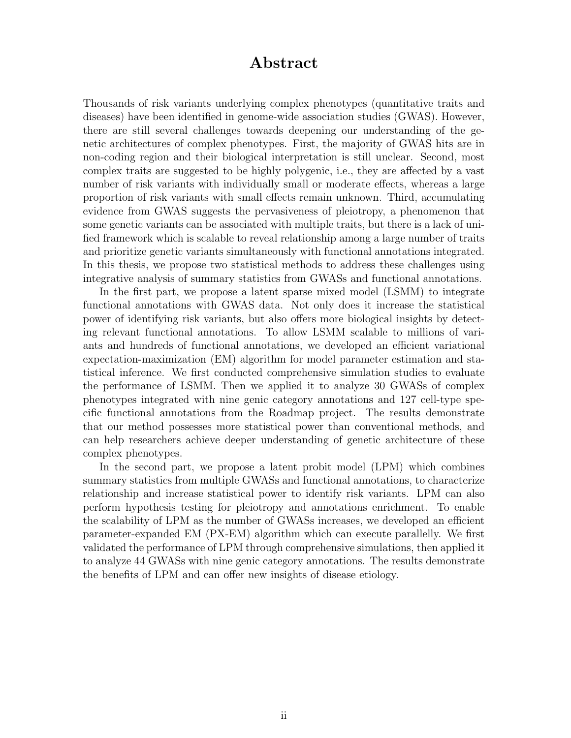# Abstract

Thousands of risk variants underlying complex phenotypes (quantitative traits and diseases) have been identified in genome-wide association studies (GWAS). However, there are still several challenges towards deepening our understanding of the genetic architectures of complex phenotypes. First, the majority of GWAS hits are in non-coding region and their biological interpretation is still unclear. Second, most complex traits are suggested to be highly polygenic, i.e., they are affected by a vast number of risk variants with individually small or moderate effects, whereas a large proportion of risk variants with small effects remain unknown. Third, accumulating evidence from GWAS suggests the pervasiveness of pleiotropy, a phenomenon that some genetic variants can be associated with multiple traits, but there is a lack of unified framework which is scalable to reveal relationship among a large number of traits and prioritize genetic variants simultaneously with functional annotations integrated. In this thesis, we propose two statistical methods to address these challenges using integrative analysis of summary statistics from GWASs and functional annotations.

In the first part, we propose a latent sparse mixed model (LSMM) to integrate functional annotations with GWAS data. Not only does it increase the statistical power of identifying risk variants, but also offers more biological insights by detecting relevant functional annotations. To allow LSMM scalable to millions of variants and hundreds of functional annotations, we developed an efficient variational expectation-maximization (EM) algorithm for model parameter estimation and statistical inference. We first conducted comprehensive simulation studies to evaluate the performance of LSMM. Then we applied it to analyze 30 GWASs of complex phenotypes integrated with nine genic category annotations and 127 cell-type specific functional annotations from the Roadmap project. The results demonstrate that our method possesses more statistical power than conventional methods, and can help researchers achieve deeper understanding of genetic architecture of these complex phenotypes.

In the second part, we propose a latent probit model (LPM) which combines summary statistics from multiple GWASs and functional annotations, to characterize relationship and increase statistical power to identify risk variants. LPM can also perform hypothesis testing for pleiotropy and annotations enrichment. To enable the scalability of LPM as the number of GWASs increases, we developed an efficient parameter-expanded EM (PX-EM) algorithm which can execute parallelly. We first validated the performance of LPM through comprehensive simulations, then applied it to analyze 44 GWASs with nine genic category annotations. The results demonstrate the benefits of LPM and can offer new insights of disease etiology.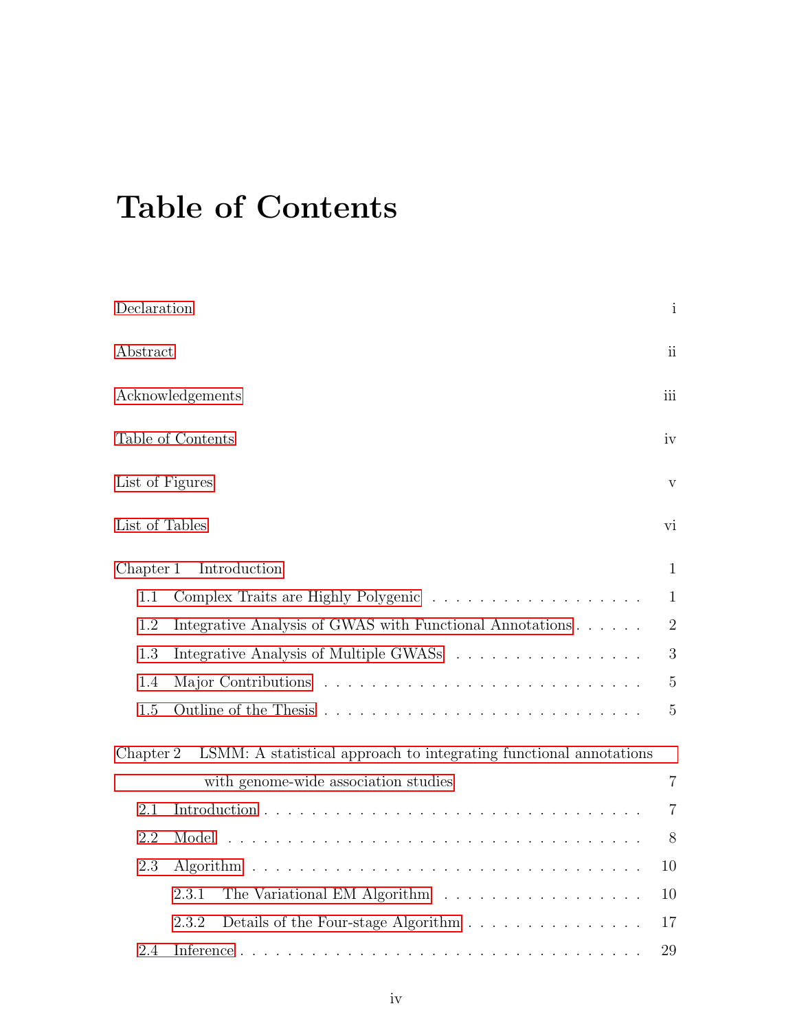# Table of Contents

Declaration i

Abstract ii

Acknowledgements iii

Table of Contents iv

List of Figures v

List of Tables vi

Chapter 1 Introduction 1

- 1.1 Complex Traits are Highly Polygenic . . . . . . . . . . . . . . . . . . 1
- 1.2 Integrative Analysis of GWAS with Functional Annotations . . . . . . 2
- 1.3 Integrative Analysis of Multiple GWASs . . . . . . . . . . . . . . . . 3
- 1.4 Major Contributions . . . . . . . . . . . . . . . . . . . . . . . . . . 5
- 1.5 Outline of the Thesis . . . . . . . . . . . . . . . . . . . . . . . . . 5

Chapter 2 LSMM: A statistical approach to integrating functional annotations with genome-wide association studies 7

- 2.1 Introduction . . . . . . . . . . . . . . . . . . . . . . . . . . . . . . 7
- 2.2 Model . . . . . . . . . . . . . . . . . . . . . . . . . . . . . . . . . . 8
- 2.3 Algorithm . . . . . . . . . . . . . . . . . . . . . . . . . . . . . . . 10
  - 2.3.1 The Variational EM Algorithm . . . . . . . . . . . . . . . . . 10
  - 2.3.2 Details of the Four-stage Algorithm . . . . . . . . . . . . . . 17
- 2.4 Inference . . . . . . . . . . . . . . . . . . . . . . . . . . . . . . . 29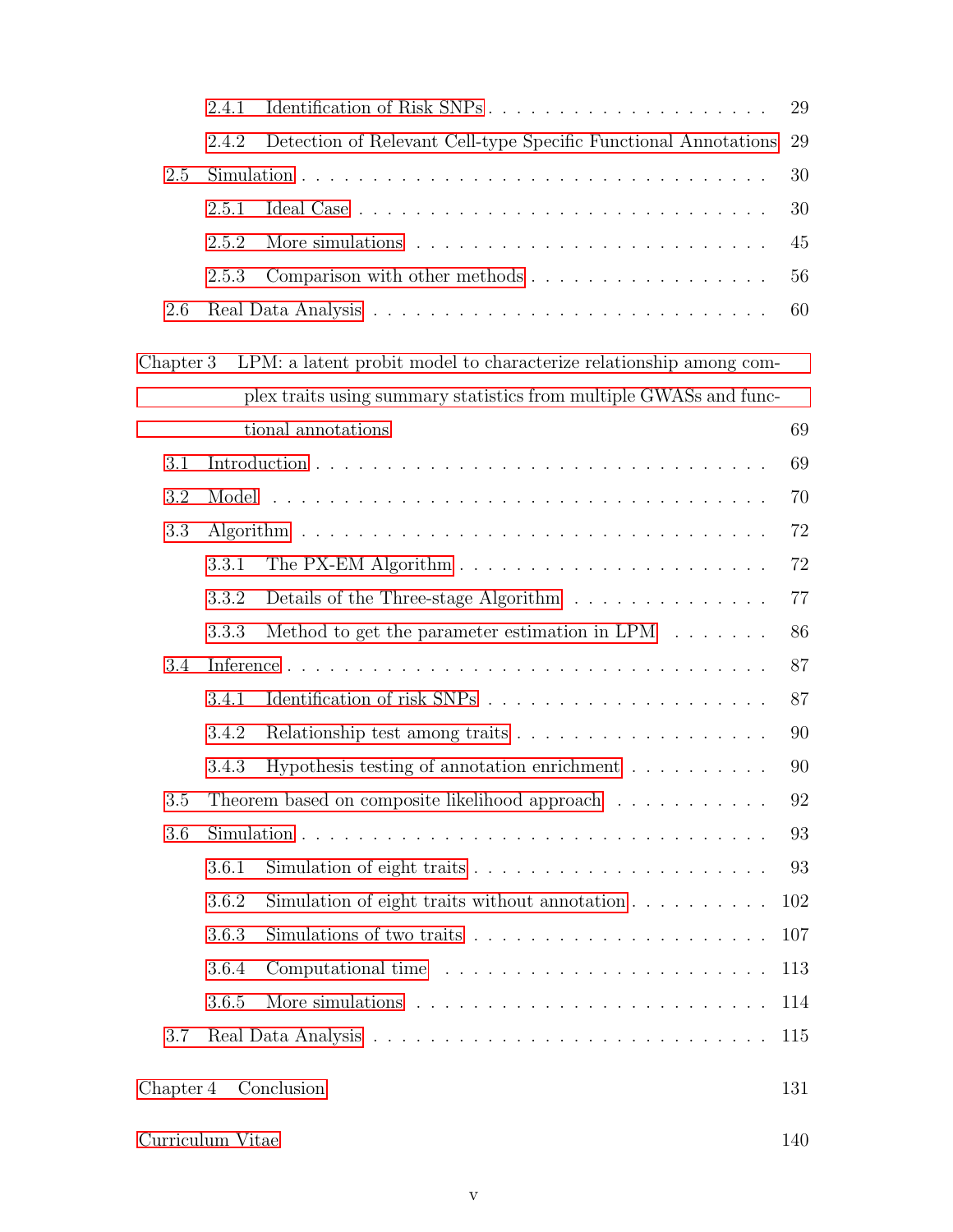- 2.4.1 Identification of Risk SNPs . . . . . . . . . . . . . . . . . . . . 29
- 2.4.2 Detection of Relevant Cell-type Specific Functional Annotations 29
- 2.5 Simulation . . . . . . . . . . . . . . . . . . . . . . . . . . . . . . . 30
  - 2.5.1 Ideal Case . . . . . . . . . . . . . . . . . . . . . . . . . . . 30
  - 2.5.2 More simulations . . . . . . . . . . . . . . . . . . . . . . . 45
  - 2.5.3 Comparison with other methods . . . . . . . . . . . . . . . . 56
- 2.6 Real Data Analysis . . . . . . . . . . . . . . . . . . . . . . . . . 60

Chapter 3 LPM: a latent probit model to characterize relationship among complex traits using summary statistics from multiple GWASs and functional annotations 69

- 3.1 Introduction . . . . . . . . . . . . . . . . . . . . . . . . . . . . . 69
- 3.2 Model . . . . . . . . . . . . . . . . . . . . . . . . . . . . . . . . 70
- 3.3 Algorithm . . . . . . . . . . . . . . . . . . . . . . . . . . . . . . 72
  - 3.3.1 The PX-EM Algorithm . . . . . . . . . . . . . . . . . . . . . 72
  - 3.3.2 Details of the Three-stage Algorithm . . . . . . . . . . . . . . 77
  - 3.3.3 Method to get the parameter estimation in LPM . . . . . . . 86
- 3.4 Inference . . . . . . . . . . . . . . . . . . . . . . . . . . . . . . . 87
  - 3.4.1 Identification of risk SNPs . . . . . . . . . . . . . . . . . . . 87
  - 3.4.2 Relationship test among traits . . . . . . . . . . . . . . . . . 90
  - 3.4.3 Hypothesis testing of annotation enrichment . . . . . . . . . . 90
- 3.5 Theorem based on composite likelihood approach . . . . . . . . . . . 92
- 3.6 Simulation . . . . . . . . . . . . . . . . . . . . . . . . . . . . . . 93
  - 3.6.1 Simulation of eight traits . . . . . . . . . . . . . . . . . . . . 93
  - 3.6.2 Simulation of eight traits without annotation . . . . . . . . . . 102
  - 3.6.3 Simulations of two traits . . . . . . . . . . . . . . . . . . . . 107
  - 3.6.4 Computational time . . . . . . . . . . . . . . . . . . . . . . 113
  - 3.6.5 More simulations . . . . . . . . . . . . . . . . . . . . . . . 114
- 3.7 Real Data Analysis . . . . . . . . . . . . . . . . . . . . . . . . . 115

Chapter 4 Conclusion 131

Curriculum Vitae 140